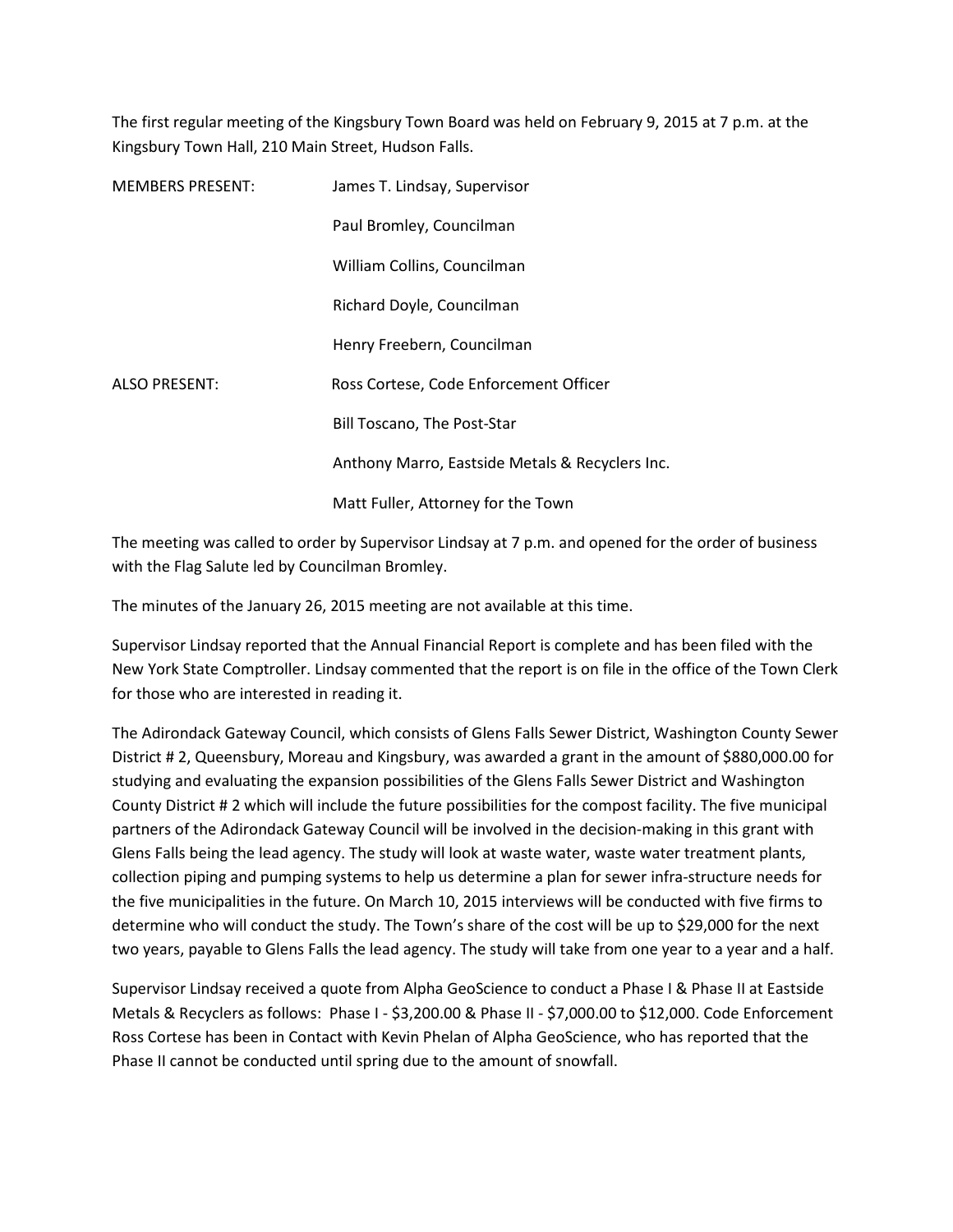The first regular meeting of the Kingsbury Town Board was held on February 9, 2015 at 7 p.m. at the Kingsbury Town Hall, 210 Main Street, Hudson Falls.

| | |
|---|---|
| MEMBERS PRESENT: | James T. Lindsay, Supervisor |
| | Paul Bromley, Councilman |
| | William Collins, Councilman |
| | Richard Doyle, Councilman |
| | Henry Freebern, Councilman |
| ALSO PRESENT: | Ross Cortese, Code Enforcement Officer |
| | Bill Toscano, The Post-Star |
| | Anthony Marro, Eastside Metals & Recyclers Inc. |
| | Matt Fuller, Attorney for the Town |

The meeting was called to order by Supervisor Lindsay at 7 p.m. and opened for the order of business with the Flag Salute led by Councilman Bromley.

The minutes of the January 26, 2015 meeting are not available at this time.

Supervisor Lindsay reported that the Annual Financial Report is complete and has been filed with the New York State Comptroller. Lindsay commented that the report is on file in the office of the Town Clerk for those who are interested in reading it.

The Adirondack Gateway Council, which consists of Glens Falls Sewer District, Washington County Sewer District # 2, Queensbury, Moreau and Kingsbury, was awarded a grant in the amount of $880,000.00 for studying and evaluating the expansion possibilities of the Glens Falls Sewer District and Washington County District # 2 which will include the future possibilities for the compost facility. The five municipal partners of the Adirondack Gateway Council will be involved in the decision-making in this grant with Glens Falls being the lead agency. The study will look at waste water, waste water treatment plants, collection piping and pumping systems to help us determine a plan for sewer infra-structure needs for the five municipalities in the future. On March 10, 2015 interviews will be conducted with five firms to determine who will conduct the study. The Town's share of the cost will be up to $29,000 for the next two years, payable to Glens Falls the lead agency. The study will take from one year to a year and a half.

Supervisor Lindsay received a quote from Alpha GeoScience to conduct a Phase I & Phase II at Eastside Metals & Recyclers as follows: Phase I - $3,200.00 & Phase II - $7,000.00 to $12,000. Code Enforcement Ross Cortese has been in Contact with Kevin Phelan of Alpha GeoScience, who has reported that the Phase II cannot be conducted until spring due to the amount of snowfall.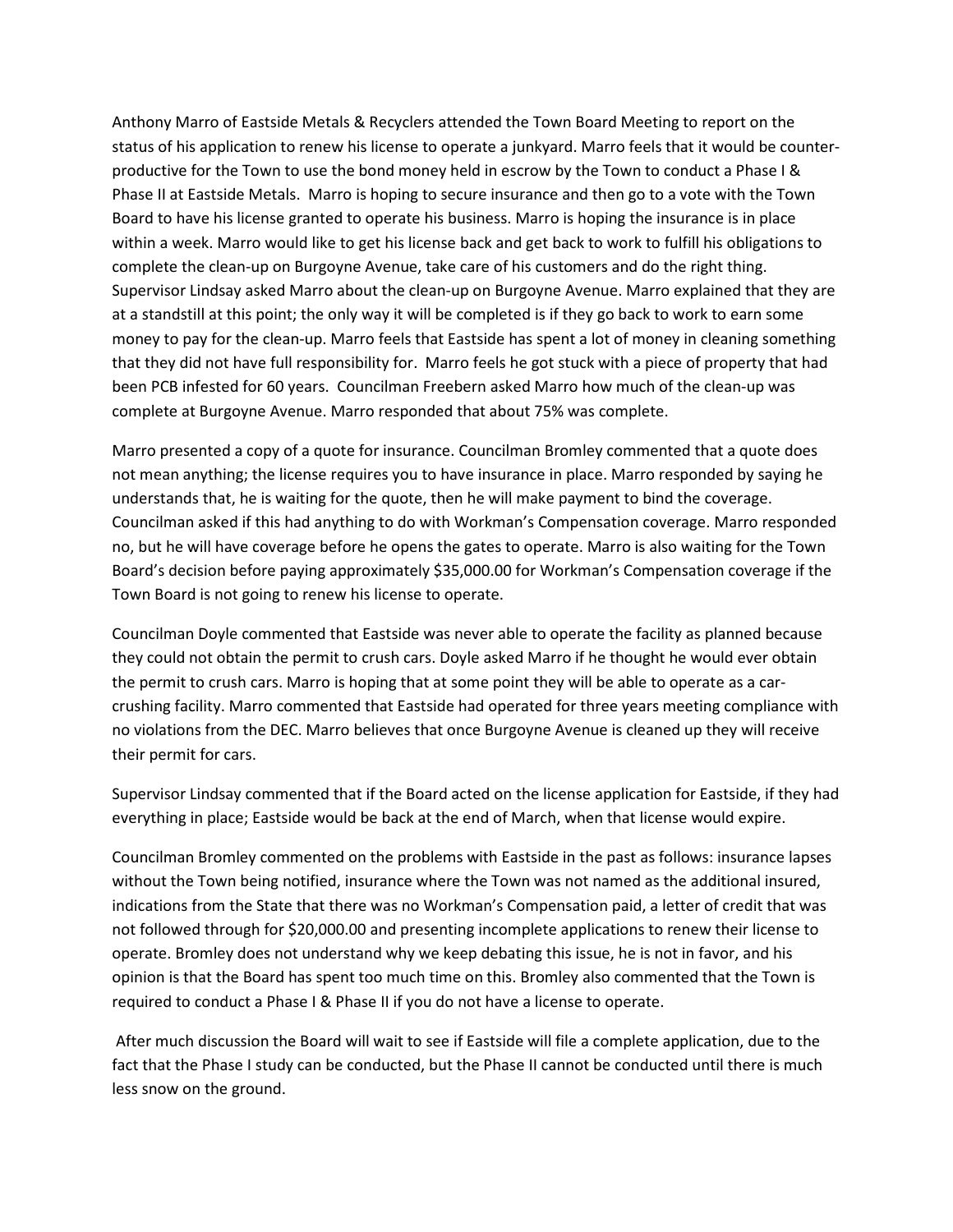Anthony Marro of Eastside Metals & Recyclers attended the Town Board Meeting to report on the status of his application to renew his license to operate a junkyard. Marro feels that it would be counter-productive for the Town to use the bond money held in escrow by the Town to conduct a Phase I & Phase II at Eastside Metals. Marro is hoping to secure insurance and then go to a vote with the Town Board to have his license granted to operate his business. Marro is hoping the insurance is in place within a week. Marro would like to get his license back and get back to work to fulfill his obligations to complete the clean-up on Burgoyne Avenue, take care of his customers and do the right thing. Supervisor Lindsay asked Marro about the clean-up on Burgoyne Avenue. Marro explained that they are at a standstill at this point; the only way it will be completed is if they go back to work to earn some money to pay for the clean-up. Marro feels that Eastside has spent a lot of money in cleaning something that they did not have full responsibility for. Marro feels he got stuck with a piece of property that had been PCB infested for 60 years. Councilman Freebern asked Marro how much of the clean-up was complete at Burgoyne Avenue. Marro responded that about 75% was complete.

Marro presented a copy of a quote for insurance. Councilman Bromley commented that a quote does not mean anything; the license requires you to have insurance in place. Marro responded by saying he understands that, he is waiting for the quote, then he will make payment to bind the coverage. Councilman asked if this had anything to do with Workman's Compensation coverage. Marro responded no, but he will have coverage before he opens the gates to operate. Marro is also waiting for the Town Board's decision before paying approximately $35,000.00 for Workman's Compensation coverage if the Town Board is not going to renew his license to operate.

Councilman Doyle commented that Eastside was never able to operate the facility as planned because they could not obtain the permit to crush cars. Doyle asked Marro if he thought he would ever obtain the permit to crush cars. Marro is hoping that at some point they will be able to operate as a car-crushing facility. Marro commented that Eastside had operated for three years meeting compliance with no violations from the DEC. Marro believes that once Burgoyne Avenue is cleaned up they will receive their permit for cars.

Supervisor Lindsay commented that if the Board acted on the license application for Eastside, if they had everything in place; Eastside would be back at the end of March, when that license would expire.

Councilman Bromley commented on the problems with Eastside in the past as follows: insurance lapses without the Town being notified, insurance where the Town was not named as the additional insured, indications from the State that there was no Workman's Compensation paid, a letter of credit that was not followed through for $20,000.00 and presenting incomplete applications to renew their license to operate. Bromley does not understand why we keep debating this issue, he is not in favor, and his opinion is that the Board has spent too much time on this. Bromley also commented that the Town is required to conduct a Phase I & Phase II if you do not have a license to operate.

After much discussion the Board will wait to see if Eastside will file a complete application, due to the fact that the Phase I study can be conducted, but the Phase II cannot be conducted until there is much less snow on the ground.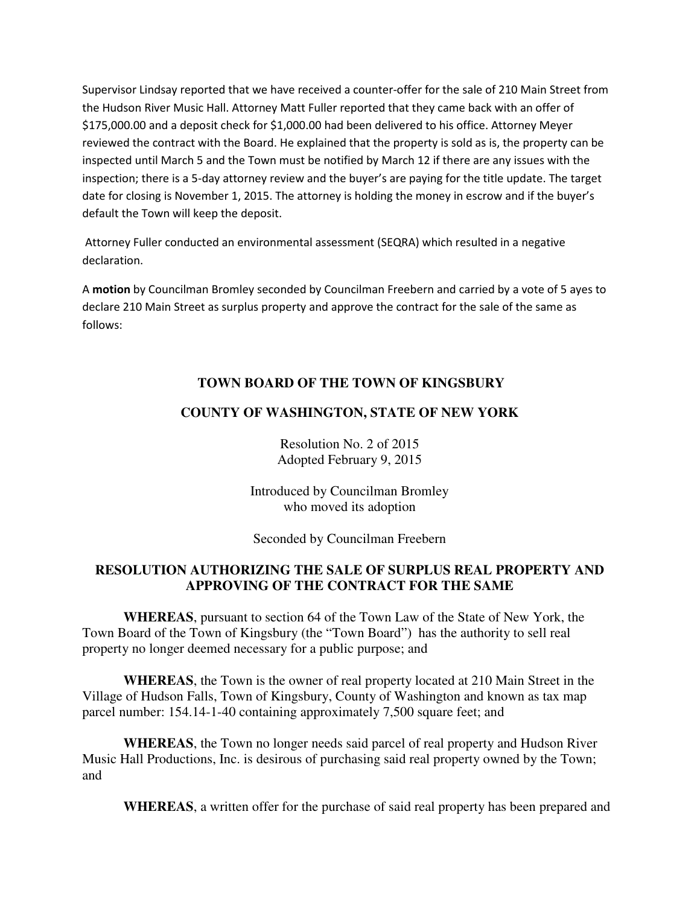Supervisor Lindsay reported that we have received a counter-offer for the sale of 210 Main Street from the Hudson River Music Hall. Attorney Matt Fuller reported that they came back with an offer of $175,000.00 and a deposit check for $1,000.00 had been delivered to his office. Attorney Meyer reviewed the contract with the Board. He explained that the property is sold as is, the property can be inspected until March 5 and the Town must be notified by March 12 if there are any issues with the inspection; there is a 5-day attorney review and the buyer's are paying for the title update. The target date for closing is November 1, 2015. The attorney is holding the money in escrow and if the buyer's default the Town will keep the deposit.

Attorney Fuller conducted an environmental assessment (SEQRA) which resulted in a negative declaration.

A **motion** by Councilman Bromley seconded by Councilman Freebern and carried by a vote of 5 ayes to declare 210 Main Street as surplus property and approve the contract for the sale of the same as follows:

**TOWN BOARD OF THE TOWN OF KINGSBURY**

**COUNTY OF WASHINGTON, STATE OF NEW YORK**

Resolution No. 2 of 2015
Adopted February 9, 2015

Introduced by Councilman Bromley
who moved its adoption

Seconded by Councilman Freebern

**RESOLUTION AUTHORIZING THE SALE OF SURPLUS REAL PROPERTY AND APPROVING OF THE CONTRACT FOR THE SAME**

**WHEREAS**, pursuant to section 64 of the Town Law of the State of New York, the Town Board of the Town of Kingsbury (the "Town Board") has the authority to sell real property no longer deemed necessary for a public purpose; and

**WHEREAS**, the Town is the owner of real property located at 210 Main Street in the Village of Hudson Falls, Town of Kingsbury, County of Washington and known as tax map parcel number: 154.14-1-40 containing approximately 7,500 square feet; and

**WHEREAS**, the Town no longer needs said parcel of real property and Hudson River Music Hall Productions, Inc. is desirous of purchasing said real property owned by the Town; and

**WHEREAS**, a written offer for the purchase of said real property has been prepared and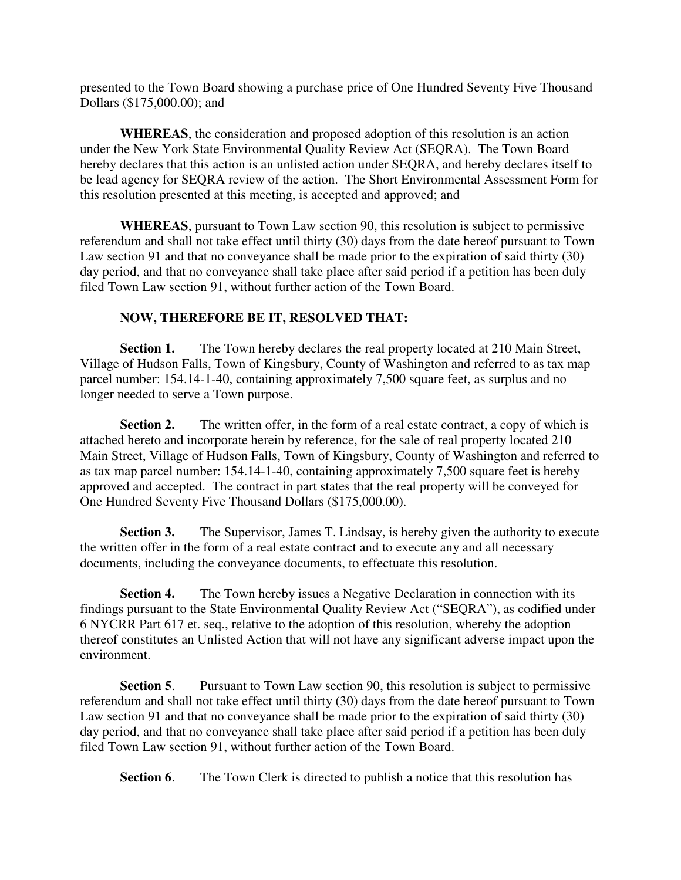presented to the Town Board showing a purchase price of One Hundred Seventy Five Thousand Dollars ($175,000.00); and

**WHEREAS**, the consideration and proposed adoption of this resolution is an action under the New York State Environmental Quality Review Act (SEQRA). The Town Board hereby declares that this action is an unlisted action under SEQRA, and hereby declares itself to be lead agency for SEQRA review of the action. The Short Environmental Assessment Form for this resolution presented at this meeting, is accepted and approved; and

**WHEREAS**, pursuant to Town Law section 90, this resolution is subject to permissive referendum and shall not take effect until thirty (30) days from the date hereof pursuant to Town Law section 91 and that no conveyance shall be made prior to the expiration of said thirty (30) day period, and that no conveyance shall take place after said period if a petition has been duly filed Town Law section 91, without further action of the Town Board.

**NOW, THEREFORE BE IT, RESOLVED THAT:**

**Section 1.** The Town hereby declares the real property located at 210 Main Street, Village of Hudson Falls, Town of Kingsbury, County of Washington and referred to as tax map parcel number: 154.14-1-40, containing approximately 7,500 square feet, as surplus and no longer needed to serve a Town purpose.

**Section 2.** The written offer, in the form of a real estate contract, a copy of which is attached hereto and incorporate herein by reference, for the sale of real property located 210 Main Street, Village of Hudson Falls, Town of Kingsbury, County of Washington and referred to as tax map parcel number: 154.14-1-40, containing approximately 7,500 square feet is hereby approved and accepted. The contract in part states that the real property will be conveyed for One Hundred Seventy Five Thousand Dollars ($175,000.00).

**Section 3.** The Supervisor, James T. Lindsay, is hereby given the authority to execute the written offer in the form of a real estate contract and to execute any and all necessary documents, including the conveyance documents, to effectuate this resolution.

**Section 4.** The Town hereby issues a Negative Declaration in connection with its findings pursuant to the State Environmental Quality Review Act ("SEQRA"), as codified under 6 NYCRR Part 617 et. seq., relative to the adoption of this resolution, whereby the adoption thereof constitutes an Unlisted Action that will not have any significant adverse impact upon the environment.

**Section 5**. Pursuant to Town Law section 90, this resolution is subject to permissive referendum and shall not take effect until thirty (30) days from the date hereof pursuant to Town Law section 91 and that no conveyance shall be made prior to the expiration of said thirty (30) day period, and that no conveyance shall take place after said period if a petition has been duly filed Town Law section 91, without further action of the Town Board.

**Section 6**. The Town Clerk is directed to publish a notice that this resolution has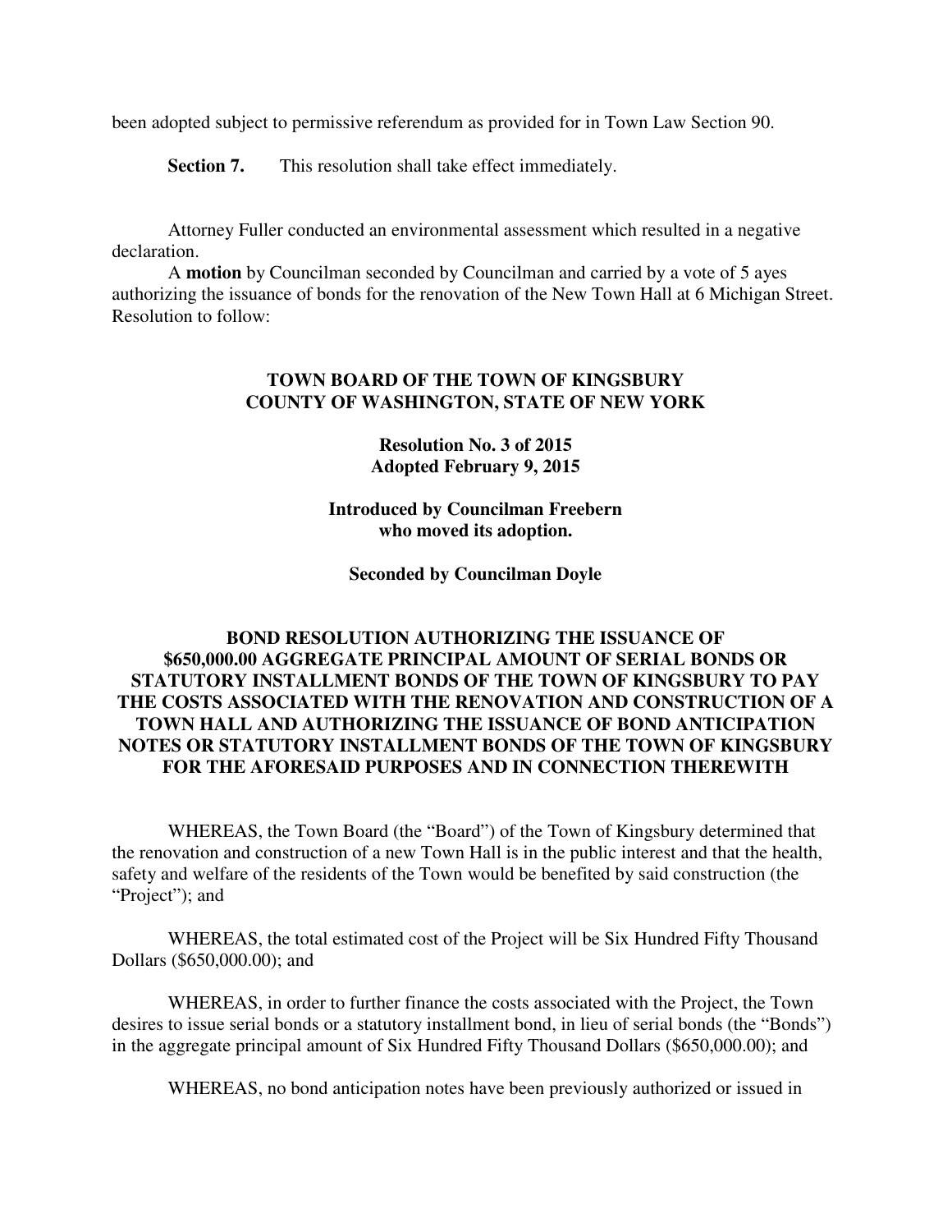been adopted subject to permissive referendum as provided for in Town Law Section 90.

**Section 7.** This resolution shall take effect immediately.

Attorney Fuller conducted an environmental assessment which resulted in a negative declaration.

A **motion** by Councilman seconded by Councilman and carried by a vote of 5 ayes authorizing the issuance of bonds for the renovation of the New Town Hall at 6 Michigan Street. Resolution to follow:

**TOWN BOARD OF THE TOWN OF KINGSBURY**
**COUNTY OF WASHINGTON, STATE OF NEW YORK**

**Resolution No. 3 of 2015**
**Adopted February 9, 2015**

**Introduced by Councilman Freebern**
**who moved its adoption.**

**Seconded by Councilman Doyle**

**BOND RESOLUTION AUTHORIZING THE ISSUANCE OF $650,000.00 AGGREGATE PRINCIPAL AMOUNT OF SERIAL BONDS OR STATUTORY INSTALLMENT BONDS OF THE TOWN OF KINGSBURY TO PAY THE COSTS ASSOCIATED WITH THE RENOVATION AND CONSTRUCTION OF A TOWN HALL AND AUTHORIZING THE ISSUANCE OF BOND ANTICIPATION NOTES OR STATUTORY INSTALLMENT BONDS OF THE TOWN OF KINGSBURY FOR THE AFORESAID PURPOSES AND IN CONNECTION THEREWITH**

WHEREAS, the Town Board (the "Board") of the Town of Kingsbury determined that the renovation and construction of a new Town Hall is in the public interest and that the health, safety and welfare of the residents of the Town would be benefited by said construction (the "Project"); and

WHEREAS, the total estimated cost of the Project will be Six Hundred Fifty Thousand Dollars ($650,000.00); and

WHEREAS, in order to further finance the costs associated with the Project, the Town desires to issue serial bonds or a statutory installment bond, in lieu of serial bonds (the "Bonds") in the aggregate principal amount of Six Hundred Fifty Thousand Dollars ($650,000.00); and

WHEREAS, no bond anticipation notes have been previously authorized or issued in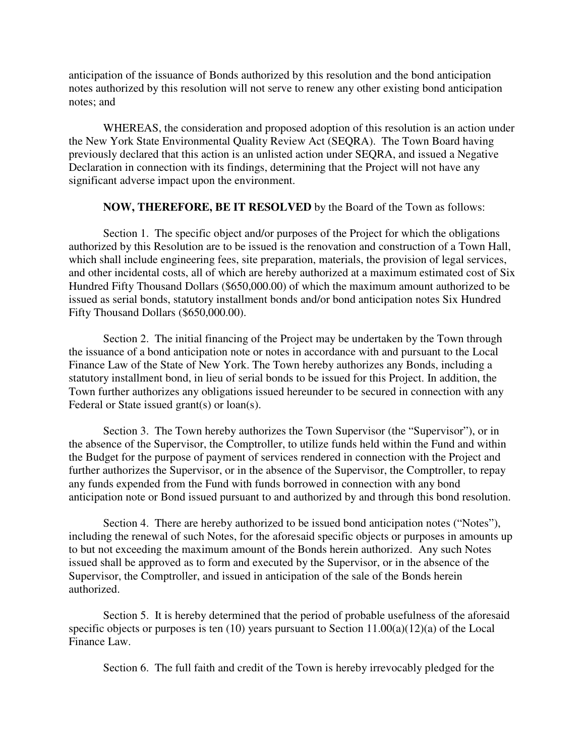anticipation of the issuance of Bonds authorized by this resolution and the bond anticipation notes authorized by this resolution will not serve to renew any other existing bond anticipation notes; and

WHEREAS, the consideration and proposed adoption of this resolution is an action under the New York State Environmental Quality Review Act (SEQRA). The Town Board having previously declared that this action is an unlisted action under SEQRA, and issued a Negative Declaration in connection with its findings, determining that the Project will not have any significant adverse impact upon the environment.

**NOW, THEREFORE, BE IT RESOLVED** by the Board of the Town as follows:

Section 1. The specific object and/or purposes of the Project for which the obligations authorized by this Resolution are to be issued is the renovation and construction of a Town Hall, which shall include engineering fees, site preparation, materials, the provision of legal services, and other incidental costs, all of which are hereby authorized at a maximum estimated cost of Six Hundred Fifty Thousand Dollars ($650,000.00) of which the maximum amount authorized to be issued as serial bonds, statutory installment bonds and/or bond anticipation notes Six Hundred Fifty Thousand Dollars ($650,000.00).

Section 2. The initial financing of the Project may be undertaken by the Town through the issuance of a bond anticipation note or notes in accordance with and pursuant to the Local Finance Law of the State of New York. The Town hereby authorizes any Bonds, including a statutory installment bond, in lieu of serial bonds to be issued for this Project. In addition, the Town further authorizes any obligations issued hereunder to be secured in connection with any Federal or State issued grant(s) or loan(s).

Section 3. The Town hereby authorizes the Town Supervisor (the "Supervisor"), or in the absence of the Supervisor, the Comptroller, to utilize funds held within the Fund and within the Budget for the purpose of payment of services rendered in connection with the Project and further authorizes the Supervisor, or in the absence of the Supervisor, the Comptroller, to repay any funds expended from the Fund with funds borrowed in connection with any bond anticipation note or Bond issued pursuant to and authorized by and through this bond resolution.

Section 4. There are hereby authorized to be issued bond anticipation notes ("Notes"), including the renewal of such Notes, for the aforesaid specific objects or purposes in amounts up to but not exceeding the maximum amount of the Bonds herein authorized. Any such Notes issued shall be approved as to form and executed by the Supervisor, or in the absence of the Supervisor, the Comptroller, and issued in anticipation of the sale of the Bonds herein authorized.

Section 5. It is hereby determined that the period of probable usefulness of the aforesaid specific objects or purposes is ten (10) years pursuant to Section 11.00(a)(12)(a) of the Local Finance Law.

Section 6. The full faith and credit of the Town is hereby irrevocably pledged for the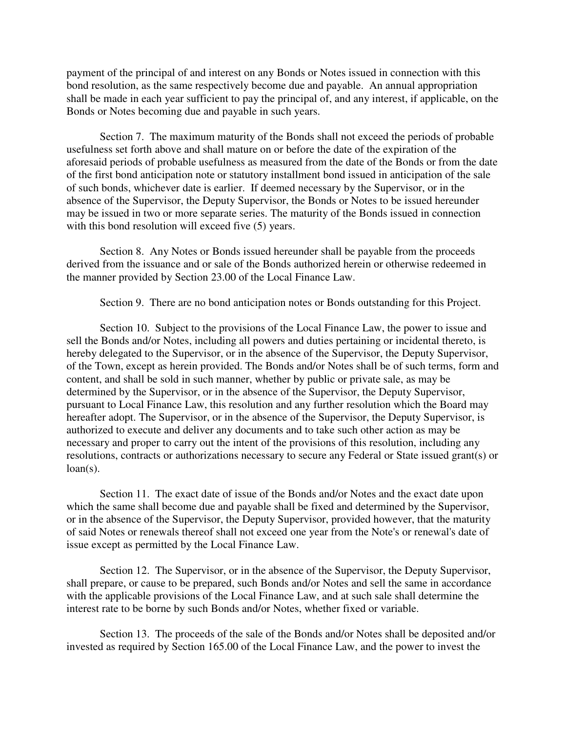payment of the principal of and interest on any Bonds or Notes issued in connection with this bond resolution, as the same respectively become due and payable. An annual appropriation shall be made in each year sufficient to pay the principal of, and any interest, if applicable, on the Bonds or Notes becoming due and payable in such years.

Section 7. The maximum maturity of the Bonds shall not exceed the periods of probable usefulness set forth above and shall mature on or before the date of the expiration of the aforesaid periods of probable usefulness as measured from the date of the Bonds or from the date of the first bond anticipation note or statutory installment bond issued in anticipation of the sale of such bonds, whichever date is earlier. If deemed necessary by the Supervisor, or in the absence of the Supervisor, the Deputy Supervisor, the Bonds or Notes to be issued hereunder may be issued in two or more separate series. The maturity of the Bonds issued in connection with this bond resolution will exceed five (5) years.

Section 8. Any Notes or Bonds issued hereunder shall be payable from the proceeds derived from the issuance and or sale of the Bonds authorized herein or otherwise redeemed in the manner provided by Section 23.00 of the Local Finance Law.

Section 9. There are no bond anticipation notes or Bonds outstanding for this Project.

Section 10. Subject to the provisions of the Local Finance Law, the power to issue and sell the Bonds and/or Notes, including all powers and duties pertaining or incidental thereto, is hereby delegated to the Supervisor, or in the absence of the Supervisor, the Deputy Supervisor, of the Town, except as herein provided. The Bonds and/or Notes shall be of such terms, form and content, and shall be sold in such manner, whether by public or private sale, as may be determined by the Supervisor, or in the absence of the Supervisor, the Deputy Supervisor, pursuant to Local Finance Law, this resolution and any further resolution which the Board may hereafter adopt. The Supervisor, or in the absence of the Supervisor, the Deputy Supervisor, is authorized to execute and deliver any documents and to take such other action as may be necessary and proper to carry out the intent of the provisions of this resolution, including any resolutions, contracts or authorizations necessary to secure any Federal or State issued grant(s) or loan(s).

Section 11. The exact date of issue of the Bonds and/or Notes and the exact date upon which the same shall become due and payable shall be fixed and determined by the Supervisor, or in the absence of the Supervisor, the Deputy Supervisor, provided however, that the maturity of said Notes or renewals thereof shall not exceed one year from the Note's or renewal's date of issue except as permitted by the Local Finance Law.

Section 12. The Supervisor, or in the absence of the Supervisor, the Deputy Supervisor, shall prepare, or cause to be prepared, such Bonds and/or Notes and sell the same in accordance with the applicable provisions of the Local Finance Law, and at such sale shall determine the interest rate to be borne by such Bonds and/or Notes, whether fixed or variable.

Section 13. The proceeds of the sale of the Bonds and/or Notes shall be deposited and/or invested as required by Section 165.00 of the Local Finance Law, and the power to invest the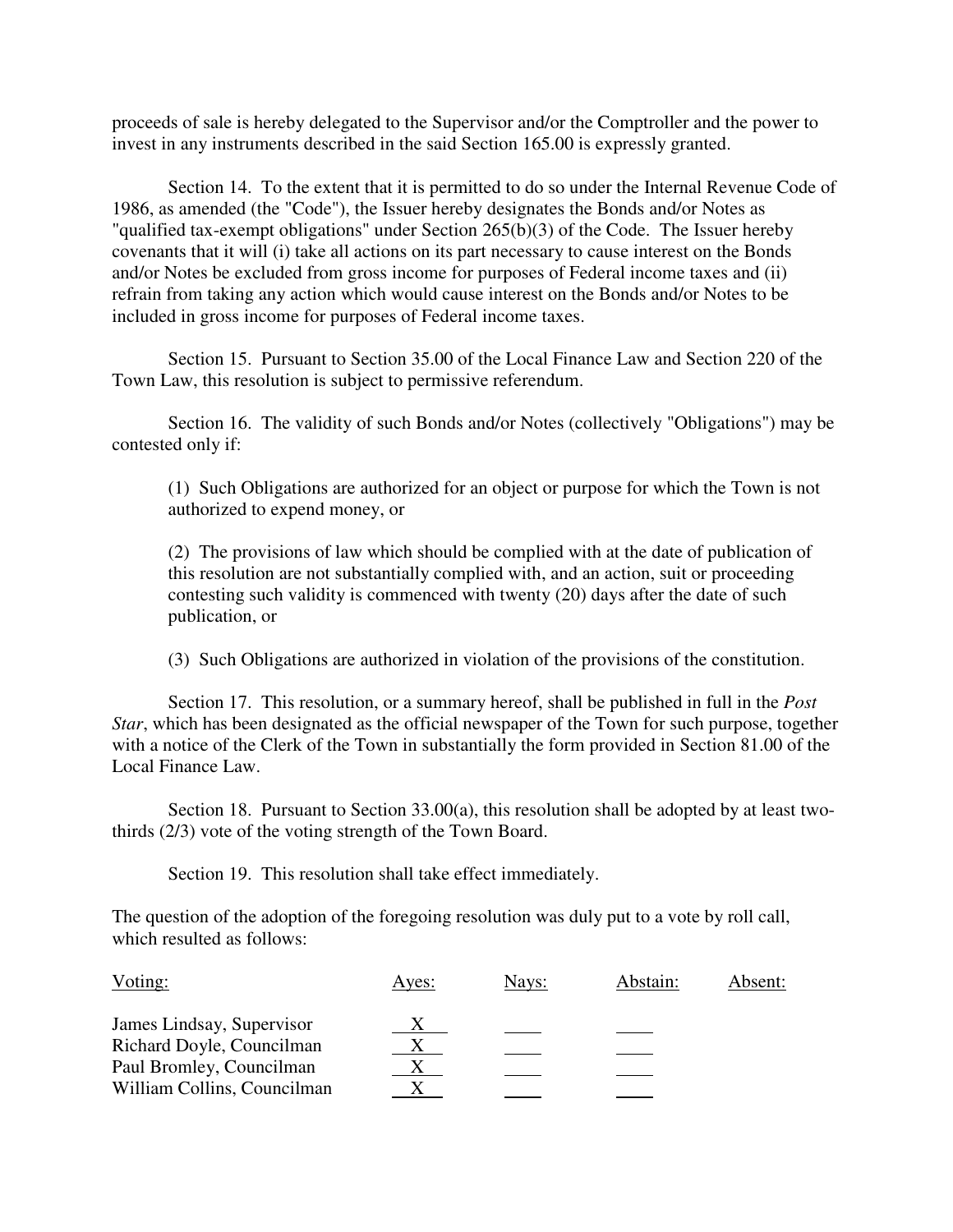proceeds of sale is hereby delegated to the Supervisor and/or the Comptroller and the power to invest in any instruments described in the said Section 165.00 is expressly granted.

Section 14. To the extent that it is permitted to do so under the Internal Revenue Code of 1986, as amended (the "Code"), the Issuer hereby designates the Bonds and/or Notes as "qualified tax-exempt obligations" under Section 265(b)(3) of the Code. The Issuer hereby covenants that it will (i) take all actions on its part necessary to cause interest on the Bonds and/or Notes be excluded from gross income for purposes of Federal income taxes and (ii) refrain from taking any action which would cause interest on the Bonds and/or Notes to be included in gross income for purposes of Federal income taxes.

Section 15. Pursuant to Section 35.00 of the Local Finance Law and Section 220 of the Town Law, this resolution is subject to permissive referendum.

Section 16. The validity of such Bonds and/or Notes (collectively "Obligations") may be contested only if:

(1) Such Obligations are authorized for an object or purpose for which the Town is not authorized to expend money, or

(2) The provisions of law which should be complied with at the date of publication of this resolution are not substantially complied with, and an action, suit or proceeding contesting such validity is commenced with twenty (20) days after the date of such publication, or

(3) Such Obligations are authorized in violation of the provisions of the constitution.

Section 17. This resolution, or a summary hereof, shall be published in full in the *Post Star*, which has been designated as the official newspaper of the Town for such purpose, together with a notice of the Clerk of the Town in substantially the form provided in Section 81.00 of the Local Finance Law.

Section 18. Pursuant to Section 33.00(a), this resolution shall be adopted by at least two-thirds (2/3) vote of the voting strength of the Town Board.

Section 19. This resolution shall take effect immediately.

The question of the adoption of the foregoing resolution was duly put to a vote by roll call, which resulted as follows:

| Voting: | Ayes: | Nays: | Abstain: | Absent: |
|---|---|---|---|---|
| James Lindsay, Supervisor | X | | | |
| Richard Doyle, Councilman | X | | | |
| Paul Bromley, Councilman | X | | | |
| William Collins, Councilman | X | | | |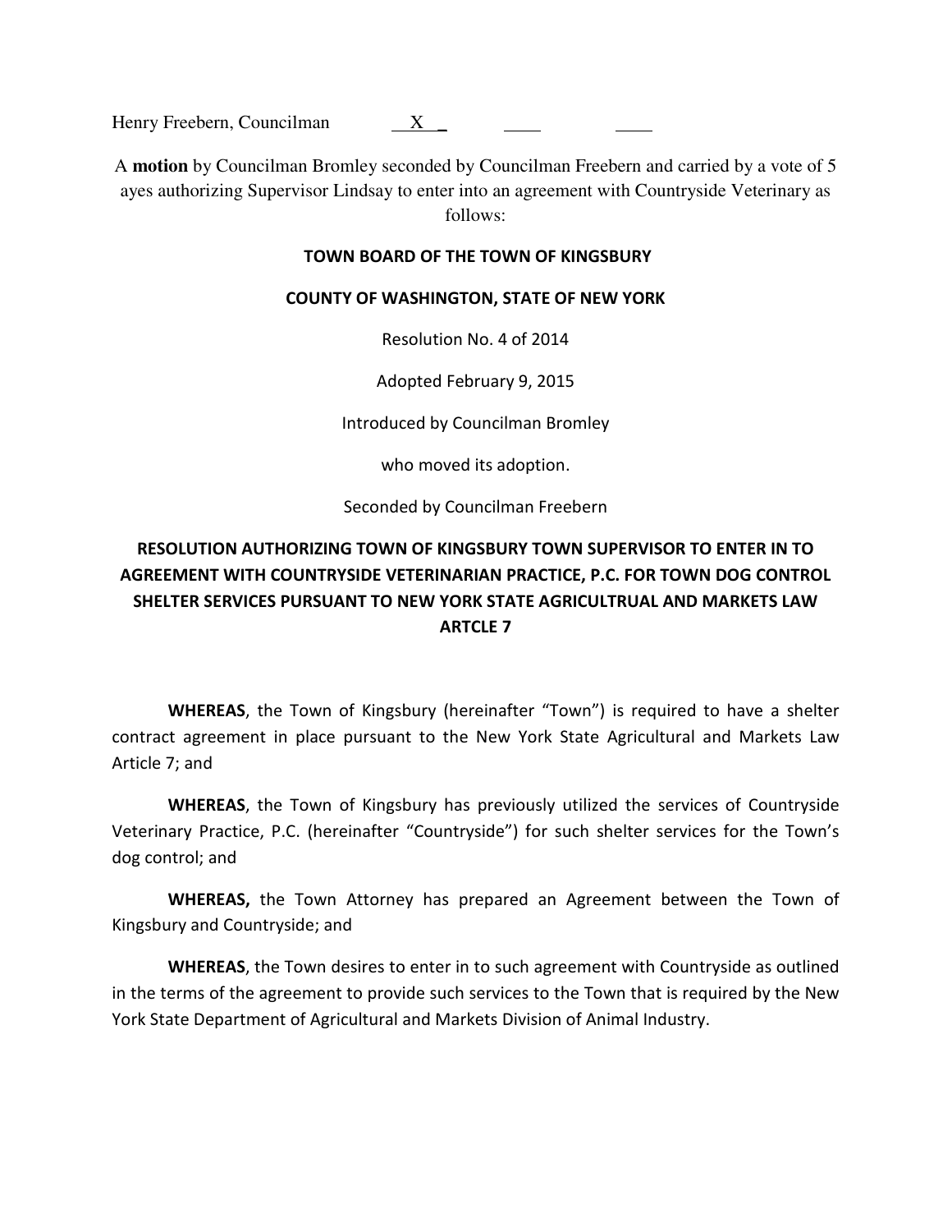Henry Freebern, Councilman X

A **motion** by Councilman Bromley seconded by Councilman Freebern and carried by a vote of 5 ayes authorizing Supervisor Lindsay to enter into an agreement with Countryside Veterinary as follows:

**TOWN BOARD OF THE TOWN OF KINGSBURY**

**COUNTY OF WASHINGTON, STATE OF NEW YORK**

Resolution No. 4 of 2014

Adopted February 9, 2015

Introduced by Councilman Bromley

who moved its adoption.

Seconded by Councilman Freebern

**RESOLUTION AUTHORIZING TOWN OF KINGSBURY TOWN SUPERVISOR TO ENTER IN TO AGREEMENT WITH COUNTRYSIDE VETERINARIAN PRACTICE, P.C. FOR TOWN DOG CONTROL SHELTER SERVICES PURSUANT TO NEW YORK STATE AGRICULTRUAL AND MARKETS LAW ARTCLE 7**

**WHEREAS**, the Town of Kingsbury (hereinafter "Town") is required to have a shelter contract agreement in place pursuant to the New York State Agricultural and Markets Law Article 7; and

**WHEREAS**, the Town of Kingsbury has previously utilized the services of Countryside Veterinary Practice, P.C. (hereinafter "Countryside") for such shelter services for the Town's dog control; and

**WHEREAS,** the Town Attorney has prepared an Agreement between the Town of Kingsbury and Countryside; and

**WHEREAS**, the Town desires to enter in to such agreement with Countryside as outlined in the terms of the agreement to provide such services to the Town that is required by the New York State Department of Agricultural and Markets Division of Animal Industry.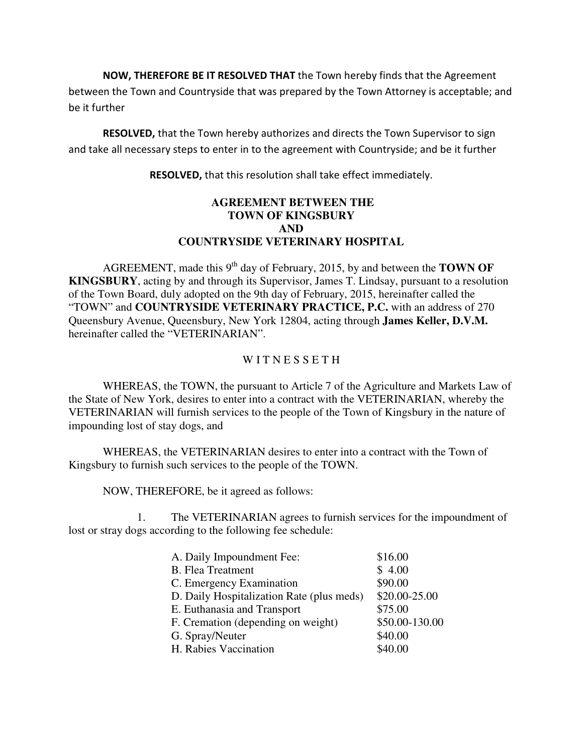**NOW, THEREFORE BE IT RESOLVED THAT** the Town hereby finds that the Agreement between the Town and Countryside that was prepared by the Town Attorney is acceptable; and be it further

**RESOLVED,** that the Town hereby authorizes and directs the Town Supervisor to sign and take all necessary steps to enter in to the agreement with Countryside; and be it further

**RESOLVED,** that this resolution shall take effect immediately.

## AGREEMENT BETWEEN THE TOWN OF KINGSBURY AND COUNTRYSIDE VETERINARY HOSPITAL

AGREEMENT, made this 9th day of February, 2015, by and between the **TOWN OF KINGSBURY**, acting by and through its Supervisor, James T. Lindsay, pursuant to a resolution of the Town Board, duly adopted on the 9th day of February, 2015, hereinafter called the "TOWN" and **COUNTRYSIDE VETERINARY PRACTICE, P.C.** with an address of 270 Queensbury Avenue, Queensbury, New York 12804, acting through **James Keller, D.V.M.** hereinafter called the "VETERINARIAN".

W I T N E S S E T H

WHEREAS, the TOWN, the pursuant to Article 7 of the Agriculture and Markets Law of the State of New York, desires to enter into a contract with the VETERINARIAN, whereby the VETERINARIAN will furnish services to the people of the Town of Kingsbury in the nature of impounding lost of stay dogs, and

WHEREAS, the VETERINARIAN desires to enter into a contract with the Town of Kingsbury to furnish such services to the people of the TOWN.

NOW, THEREFORE, be it agreed as follows:

1. The VETERINARIAN agrees to furnish services for the impoundment of lost or stray dogs according to the following fee schedule:

| | |
|---|---|
| A. Daily Impoundment Fee: | $16.00 |
| B. Flea Treatment | $ 4.00 |
| C. Emergency Examination | $90.00 |
| D. Daily Hospitalization Rate (plus meds) | $20.00-25.00 |
| E. Euthanasia and Transport | $75.00 |
| F. Cremation (depending on weight) | $50.00-130.00 |
| G. Spray/Neuter | $40.00 |
| H. Rabies Vaccination | $40.00 |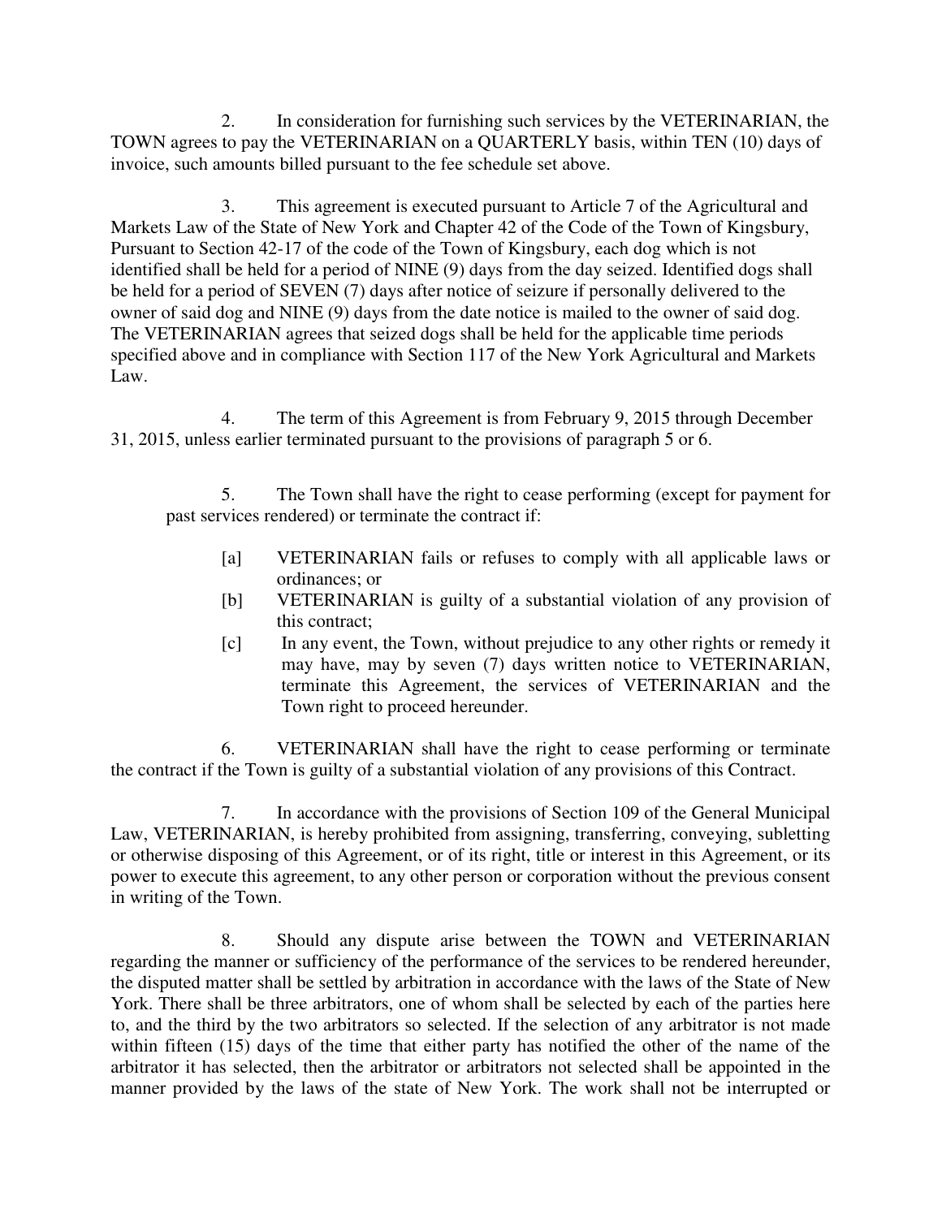2. In consideration for furnishing such services by the VETERINARIAN, the TOWN agrees to pay the VETERINARIAN on a QUARTERLY basis, within TEN (10) days of invoice, such amounts billed pursuant to the fee schedule set above.

3. This agreement is executed pursuant to Article 7 of the Agricultural and Markets Law of the State of New York and Chapter 42 of the Code of the Town of Kingsbury, Pursuant to Section 42-17 of the code of the Town of Kingsbury, each dog which is not identified shall be held for a period of NINE (9) days from the day seized. Identified dogs shall be held for a period of SEVEN (7) days after notice of seizure if personally delivered to the owner of said dog and NINE (9) days from the date notice is mailed to the owner of said dog. The VETERINARIAN agrees that seized dogs shall be held for the applicable time periods specified above and in compliance with Section 117 of the New York Agricultural and Markets Law.

4. The term of this Agreement is from February 9, 2015 through December 31, 2015, unless earlier terminated pursuant to the provisions of paragraph 5 or 6.

5. The Town shall have the right to cease performing (except for payment for past services rendered) or terminate the contract if:

[a] VETERINARIAN fails or refuses to comply with all applicable laws or ordinances; or

[b] VETERINARIAN is guilty of a substantial violation of any provision of this contract;

[c] In any event, the Town, without prejudice to any other rights or remedy it may have, may by seven (7) days written notice to VETERINARIAN, terminate this Agreement, the services of VETERINARIAN and the Town right to proceed hereunder.

6. VETERINARIAN shall have the right to cease performing or terminate the contract if the Town is guilty of a substantial violation of any provisions of this Contract.

7. In accordance with the provisions of Section 109 of the General Municipal Law, VETERINARIAN, is hereby prohibited from assigning, transferring, conveying, subletting or otherwise disposing of this Agreement, or of its right, title or interest in this Agreement, or its power to execute this agreement, to any other person or corporation without the previous consent in writing of the Town.

8. Should any dispute arise between the TOWN and VETERINARIAN regarding the manner or sufficiency of the performance of the services to be rendered hereunder, the disputed matter shall be settled by arbitration in accordance with the laws of the State of New York. There shall be three arbitrators, one of whom shall be selected by each of the parties here to, and the third by the two arbitrators so selected. If the selection of any arbitrator is not made within fifteen (15) days of the time that either party has notified the other of the name of the arbitrator it has selected, then the arbitrator or arbitrators not selected shall be appointed in the manner provided by the laws of the state of New York. The work shall not be interrupted or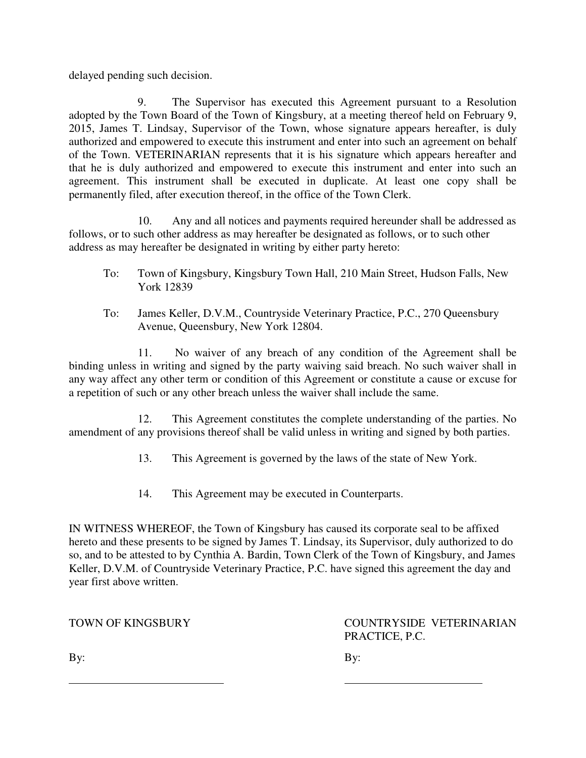delayed pending such decision.

9. The Supervisor has executed this Agreement pursuant to a Resolution adopted by the Town Board of the Town of Kingsbury, at a meeting thereof held on February 9, 2015, James T. Lindsay, Supervisor of the Town, whose signature appears hereafter, is duly authorized and empowered to execute this instrument and enter into such an agreement on behalf of the Town. VETERINARIAN represents that it is his signature which appears hereafter and that he is duly authorized and empowered to execute this instrument and enter into such an agreement. This instrument shall be executed in duplicate. At least one copy shall be permanently filed, after execution thereof, in the office of the Town Clerk.

10. Any and all notices and payments required hereunder shall be addressed as follows, or to such other address as may hereafter be designated as follows, or to such other address as may hereafter be designated in writing by either party hereto:

To: Town of Kingsbury, Kingsbury Town Hall, 210 Main Street, Hudson Falls, New York 12839

To: James Keller, D.V.M., Countryside Veterinary Practice, P.C., 270 Queensbury Avenue, Queensbury, New York 12804.

11. No waiver of any breach of any condition of the Agreement shall be binding unless in writing and signed by the party waiving said breach. No such waiver shall in any way affect any other term or condition of this Agreement or constitute a cause or excuse for a repetition of such or any other breach unless the waiver shall include the same.

12. This Agreement constitutes the complete understanding of the parties. No amendment of any provisions thereof shall be valid unless in writing and signed by both parties.

13. This Agreement is governed by the laws of the state of New York.

14. This Agreement may be executed in Counterparts.

IN WITNESS WHEREOF, the Town of Kingsbury has caused its corporate seal to be affixed hereto and these presents to be signed by James T. Lindsay, its Supervisor, duly authorized to do so, and to be attested to by Cynthia A. Bardin, Town Clerk of the Town of Kingsbury, and James Keller, D.V.M. of Countryside Veterinary Practice, P.C. have signed this agreement the day and year first above written.

TOWN OF KINGSBURY

By: \_\_\_\_\_\_\_\_\_\_\_\_\_\_\_\_\_\_\_\_\_\_\_\_\_\_\_\_

COUNTRYSIDE VETERINARIAN PRACTICE, P.C.

By: \_\_\_\_\_\_\_\_\_\_\_\_\_\_\_\_\_\_\_\_\_\_\_\_\_\_\_\_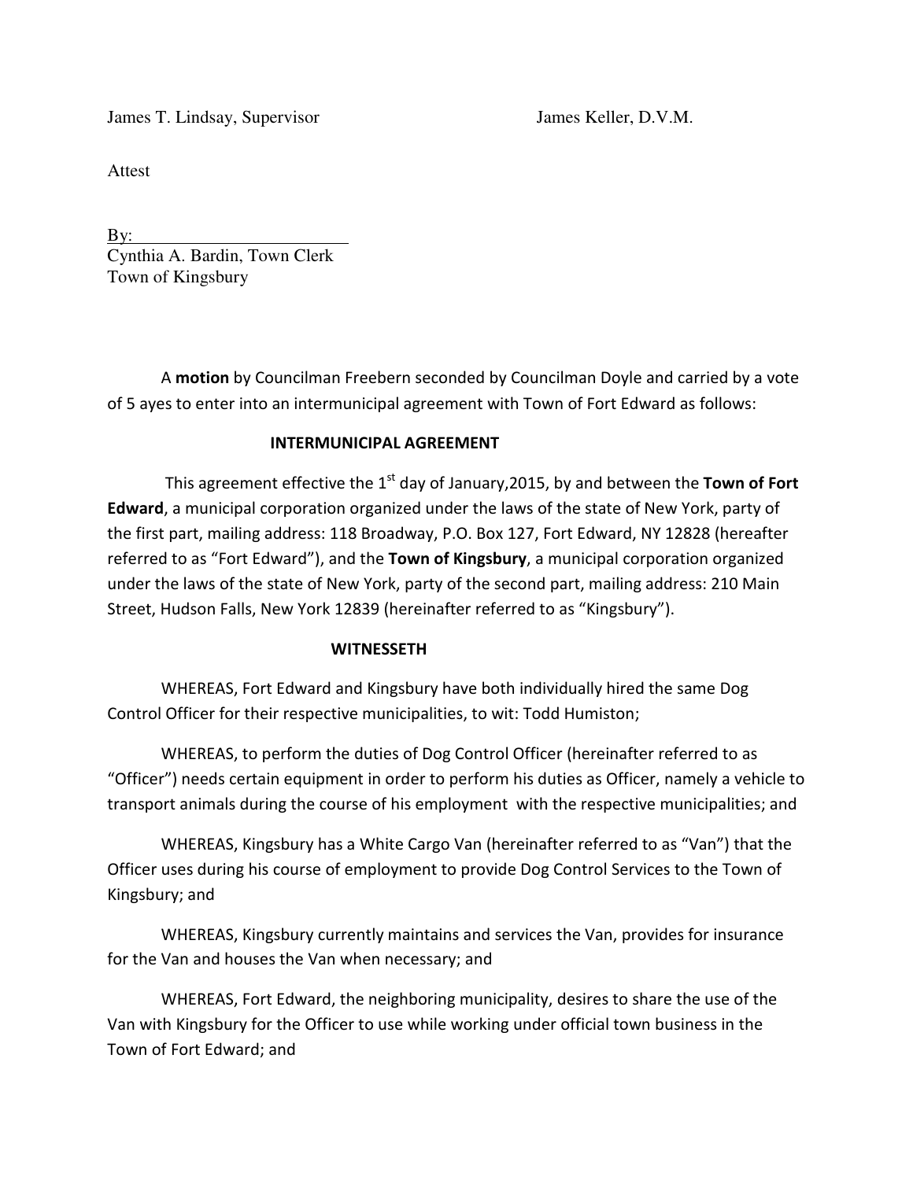James T. Lindsay, Supervisor James Keller, D.V.M.

Attest

By: ________________________
Cynthia A. Bardin, Town Clerk
Town of Kingsbury

A **motion** by Councilman Freebern seconded by Councilman Doyle and carried by a vote of 5 ayes to enter into an intermunicipal agreement with Town of Fort Edward as follows:

**INTERMUNICIPAL AGREEMENT**

This agreement effective the 1st day of January,2015, by and between the **Town of Fort Edward**, a municipal corporation organized under the laws of the state of New York, party of the first part, mailing address: 118 Broadway, P.O. Box 127, Fort Edward, NY 12828 (hereafter referred to as "Fort Edward"), and the **Town of Kingsbury**, a municipal corporation organized under the laws of the state of New York, party of the second part, mailing address: 210 Main Street, Hudson Falls, New York 12839 (hereinafter referred to as "Kingsbury").

**WITNESSETH**

WHEREAS, Fort Edward and Kingsbury have both individually hired the same Dog Control Officer for their respective municipalities, to wit: Todd Humiston;

WHEREAS, to perform the duties of Dog Control Officer (hereinafter referred to as "Officer") needs certain equipment in order to perform his duties as Officer, namely a vehicle to transport animals during the course of his employment with the respective municipalities; and

WHEREAS, Kingsbury has a White Cargo Van (hereinafter referred to as "Van") that the Officer uses during his course of employment to provide Dog Control Services to the Town of Kingsbury; and

WHEREAS, Kingsbury currently maintains and services the Van, provides for insurance for the Van and houses the Van when necessary; and

WHEREAS, Fort Edward, the neighboring municipality, desires to share the use of the Van with Kingsbury for the Officer to use while working under official town business in the Town of Fort Edward; and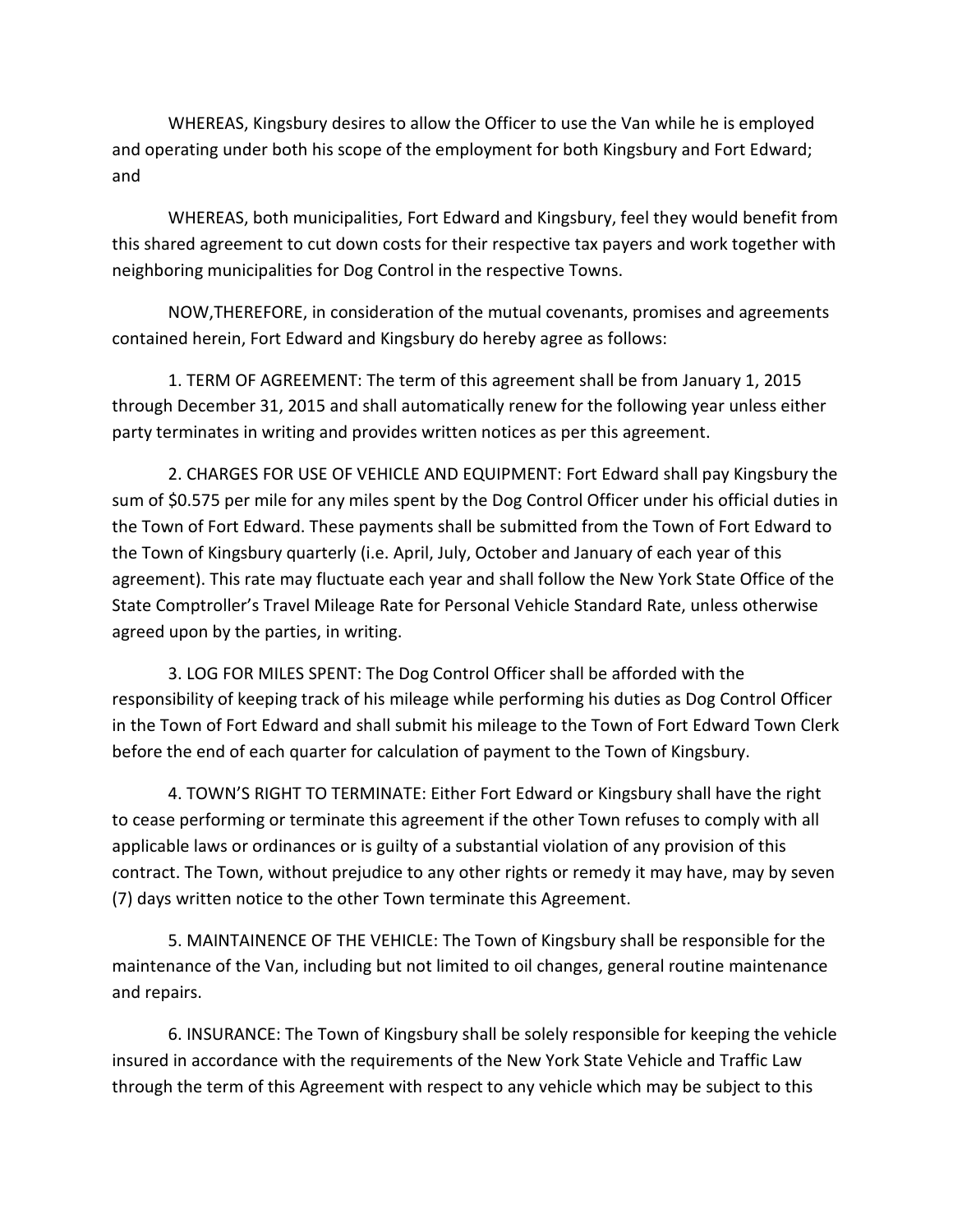WHEREAS, Kingsbury desires to allow the Officer to use the Van while he is employed and operating under both his scope of the employment for both Kingsbury and Fort Edward; and

WHEREAS, both municipalities, Fort Edward and Kingsbury, feel they would benefit from this shared agreement to cut down costs for their respective tax payers and work together with neighboring municipalities for Dog Control in the respective Towns.

NOW,THEREFORE, in consideration of the mutual covenants, promises and agreements contained herein, Fort Edward and Kingsbury do hereby agree as follows:

1. TERM OF AGREEMENT: The term of this agreement shall be from January 1, 2015 through December 31, 2015 and shall automatically renew for the following year unless either party terminates in writing and provides written notices as per this agreement.

2. CHARGES FOR USE OF VEHICLE AND EQUIPMENT: Fort Edward shall pay Kingsbury the sum of $0.575 per mile for any miles spent by the Dog Control Officer under his official duties in the Town of Fort Edward. These payments shall be submitted from the Town of Fort Edward to the Town of Kingsbury quarterly (i.e. April, July, October and January of each year of this agreement). This rate may fluctuate each year and shall follow the New York State Office of the State Comptroller's Travel Mileage Rate for Personal Vehicle Standard Rate, unless otherwise agreed upon by the parties, in writing.

3. LOG FOR MILES SPENT: The Dog Control Officer shall be afforded with the responsibility of keeping track of his mileage while performing his duties as Dog Control Officer in the Town of Fort Edward and shall submit his mileage to the Town of Fort Edward Town Clerk before the end of each quarter for calculation of payment to the Town of Kingsbury.

4. TOWN'S RIGHT TO TERMINATE: Either Fort Edward or Kingsbury shall have the right to cease performing or terminate this agreement if the other Town refuses to comply with all applicable laws or ordinances or is guilty of a substantial violation of any provision of this contract. The Town, without prejudice to any other rights or remedy it may have, may by seven (7) days written notice to the other Town terminate this Agreement.

5. MAINTAINENCE OF THE VEHICLE: The Town of Kingsbury shall be responsible for the maintenance of the Van, including but not limited to oil changes, general routine maintenance and repairs.

6. INSURANCE: The Town of Kingsbury shall be solely responsible for keeping the vehicle insured in accordance with the requirements of the New York State Vehicle and Traffic Law through the term of this Agreement with respect to any vehicle which may be subject to this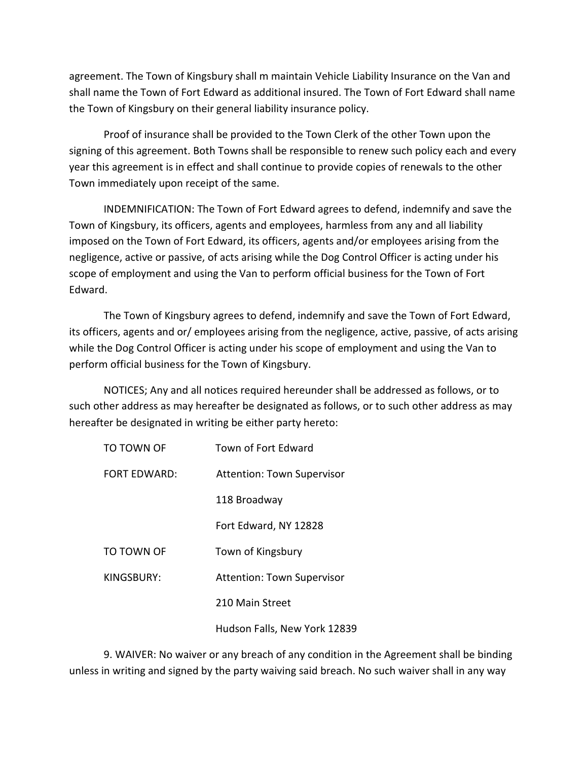agreement. The Town of Kingsbury shall m maintain Vehicle Liability Insurance on the Van and shall name the Town of Fort Edward as additional insured. The Town of Fort Edward shall name the Town of Kingsbury on their general liability insurance policy.

Proof of insurance shall be provided to the Town Clerk of the other Town upon the signing of this agreement. Both Towns shall be responsible to renew such policy each and every year this agreement is in effect and shall continue to provide copies of renewals to the other Town immediately upon receipt of the same.

INDEMNIFICATION: The Town of Fort Edward agrees to defend, indemnify and save the Town of Kingsbury, its officers, agents and employees, harmless from any and all liability imposed on the Town of Fort Edward, its officers, agents and/or employees arising from the negligence, active or passive, of acts arising while the Dog Control Officer is acting under his scope of employment and using the Van to perform official business for the Town of Fort Edward.

The Town of Kingsbury agrees to defend, indemnify and save the Town of Fort Edward, its officers, agents and or/ employees arising from the negligence, active, passive, of acts arising while the Dog Control Officer is acting under his scope of employment and using the Van to perform official business for the Town of Kingsbury.

NOTICES; Any and all notices required hereunder shall be addressed as follows, or to such other address as may hereafter be designated as follows, or to such other address as may hereafter be designated in writing be either party hereto:

TO TOWN OF FORT EDWARD:

Town of Fort Edward
Attention: Town Supervisor
118 Broadway
Fort Edward, NY 12828

TO TOWN OF KINGSBURY:

Town of Kingsbury
Attention: Town Supervisor
210 Main Street
Hudson Falls, New York 12839

9. WAIVER: No waiver or any breach of any condition in the Agreement shall be binding unless in writing and signed by the party waiving said breach. No such waiver shall in any way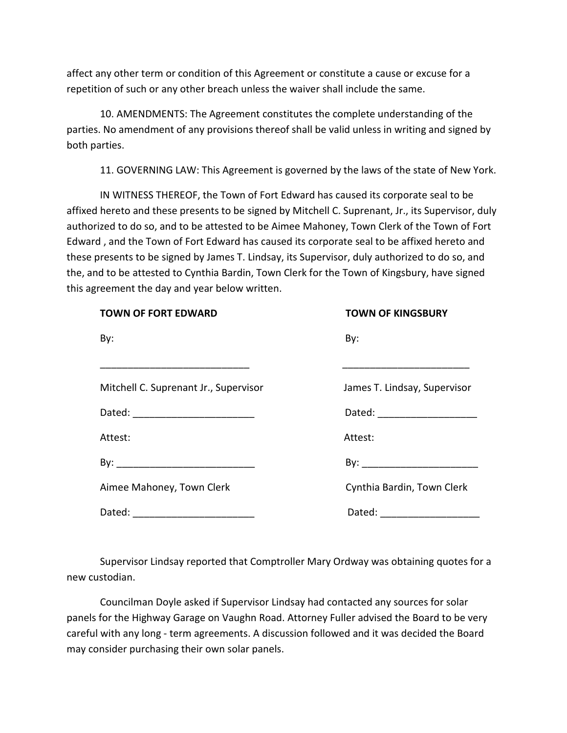affect any other term or condition of this Agreement or constitute a cause or excuse for a repetition of such or any other breach unless the waiver shall include the same.

10. AMENDMENTS: The Agreement constitutes the complete understanding of the parties. No amendment of any provisions thereof shall be valid unless in writing and signed by both parties.

11. GOVERNING LAW: This Agreement is governed by the laws of the state of New York.

IN WITNESS THEREOF, the Town of Fort Edward has caused its corporate seal to be affixed hereto and these presents to be signed by Mitchell C. Suprenant, Jr., its Supervisor, duly authorized to do so, and to be attested to be Aimee Mahoney, Town Clerk of the Town of Fort Edward , and the Town of Fort Edward has caused its corporate seal to be affixed hereto and these presents to be signed by James T. Lindsay, its Supervisor, duly authorized to do so, and the, and to be attested to Cynthia Bardin, Town Clerk for the Town of Kingsbury, have signed this agreement the day and year below written.

| **TOWN OF FORT EDWARD** | **TOWN OF KINGSBURY** |
|---|---|
| By: | By: |
| ___________________________ | ________________________ |
| Mitchell C. Suprenant Jr., Supervisor | James T. Lindsay, Supervisor |
| Dated: ______________________ | Dated: __________________ |
| Attest: | Attest: |
| By: _________________________ | By: _____________________ |
| Aimee Mahoney, Town Clerk | Cynthia Bardin, Town Clerk |
| Dated: ______________________ | Dated: __________________ |

Supervisor Lindsay reported that Comptroller Mary Ordway was obtaining quotes for a new custodian.

Councilman Doyle asked if Supervisor Lindsay had contacted any sources for solar panels for the Highway Garage on Vaughn Road. Attorney Fuller advised the Board to be very careful with any long - term agreements. A discussion followed and it was decided the Board may consider purchasing their own solar panels.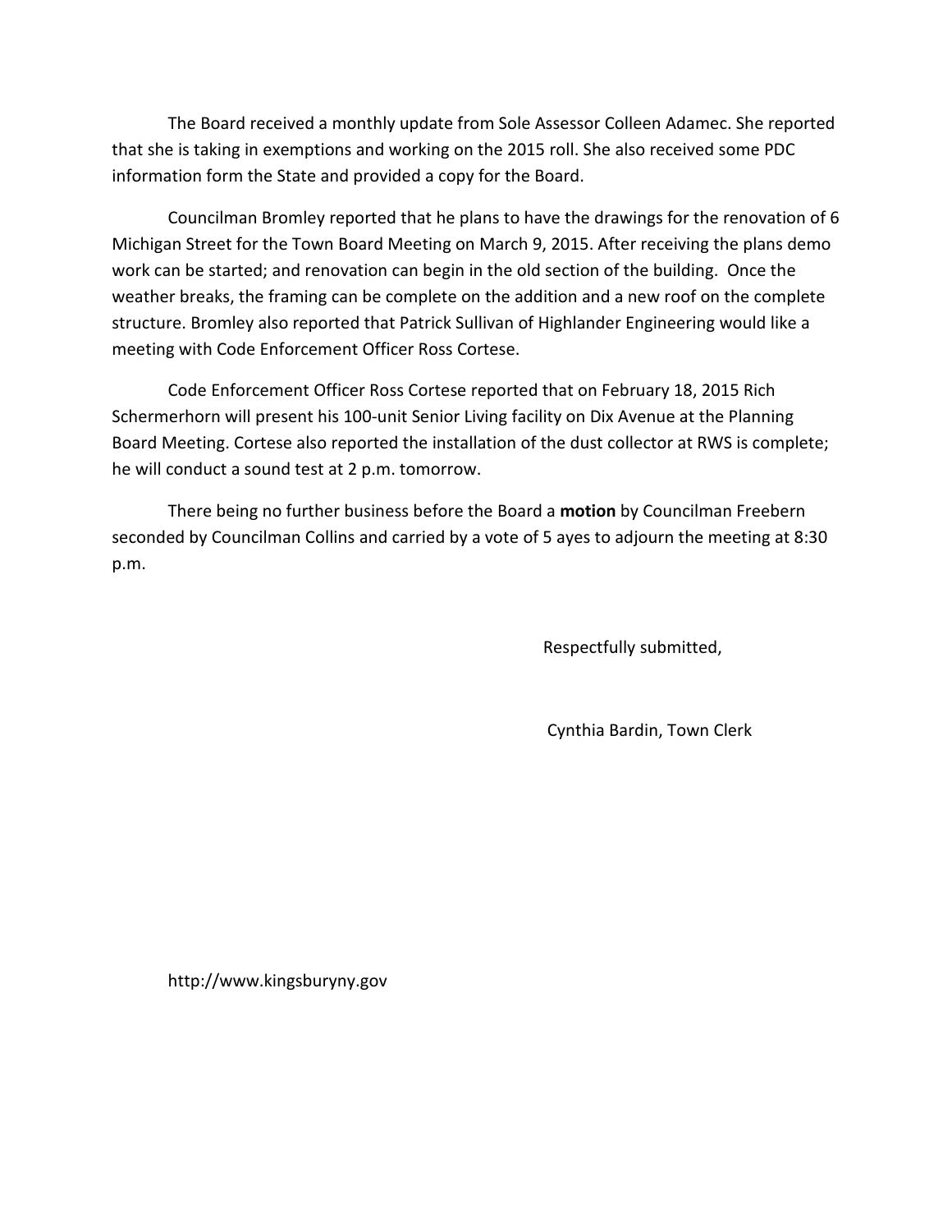The Board received a monthly update from Sole Assessor Colleen Adamec. She reported that she is taking in exemptions and working on the 2015 roll. She also received some PDC information form the State and provided a copy for the Board.

Councilman Bromley reported that he plans to have the drawings for the renovation of 6 Michigan Street for the Town Board Meeting on March 9, 2015. After receiving the plans demo work can be started; and renovation can begin in the old section of the building. Once the weather breaks, the framing can be complete on the addition and a new roof on the complete structure. Bromley also reported that Patrick Sullivan of Highlander Engineering would like a meeting with Code Enforcement Officer Ross Cortese.

Code Enforcement Officer Ross Cortese reported that on February 18, 2015 Rich Schermerhorn will present his 100-unit Senior Living facility on Dix Avenue at the Planning Board Meeting. Cortese also reported the installation of the dust collector at RWS is complete; he will conduct a sound test at 2 p.m. tomorrow.

There being no further business before the Board a **motion** by Councilman Freebern seconded by Councilman Collins and carried by a vote of 5 ayes to adjourn the meeting at 8:30 p.m.

Respectfully submitted,

Cynthia Bardin, Town Clerk

http://www.kingsburyny.gov